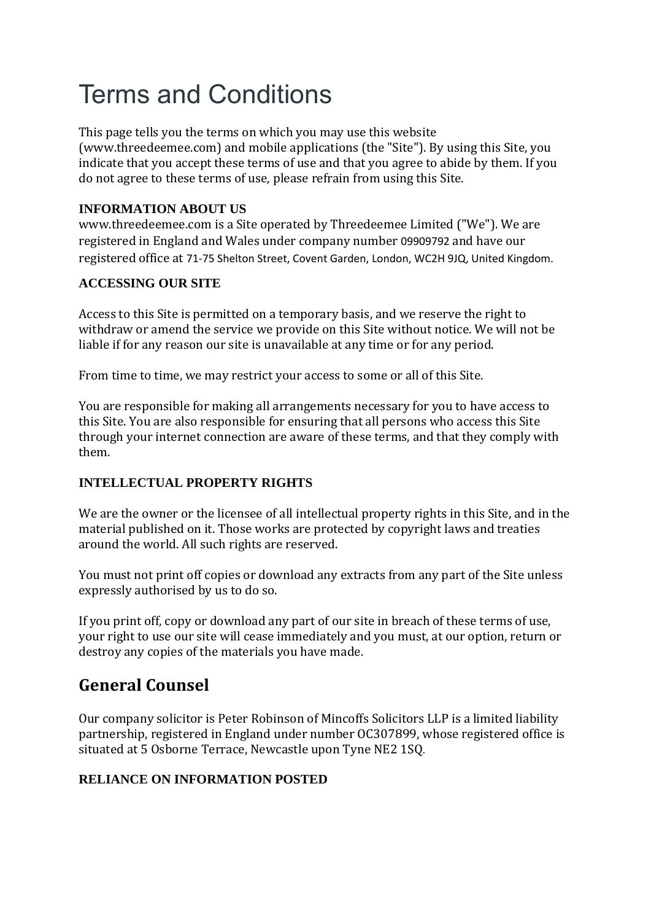# Terms and Conditions

This page tells you the terms on which you may use this website (www.threedeemee.com) and mobile applications (the "Site"). By using this Site, you indicate that you accept these terms of use and that you agree to abide by them. If you do not agree to these terms of use, please refrain from using this Site.

**INFORMATION ABOUT US**

www.threedeemee.com is a Site operated by Threedeemee Limited ("We"). We are registered in England and Wales under company number 09909792 and have our registered office at 71-75 Shelton Street, Covent Garden, London, WC2H 9JQ, United Kingdom.

**ACCESSING OUR SITE**

Access to this Site is permitted on a temporary basis, and we reserve the right to withdraw or amend the service we provide on this Site without notice. We will not be liable if for any reason our site is unavailable at any time or for any period.

From time to time, we may restrict your access to some or all of this Site.

You are responsible for making all arrangements necessary for you to have access to this Site. You are also responsible for ensuring that all persons who access this Site through your internet connection are aware of these terms, and that they comply with them.

**INTELLECTUAL PROPERTY RIGHTS**

We are the owner or the licensee of all intellectual property rights in this Site, and in the material published on it. Those works are protected by copyright laws and treaties around the world. All such rights are reserved.

You must not print off copies or download any extracts from any part of the Site unless expressly authorised by us to do so.

If you print off, copy or download any part of our site in breach of these terms of use, your right to use our site will cease immediately and you must, at our option, return or destroy any copies of the materials you have made.

## General Counsel

Our company solicitor is Peter Robinson of Mincoffs Solicitors LLP is a limited liability partnership, registered in England under number OC307899, whose registered office is situated at 5 Osborne Terrace, Newcastle upon Tyne NE2 1SQ.

**RELIANCE ON INFORMATION POSTED**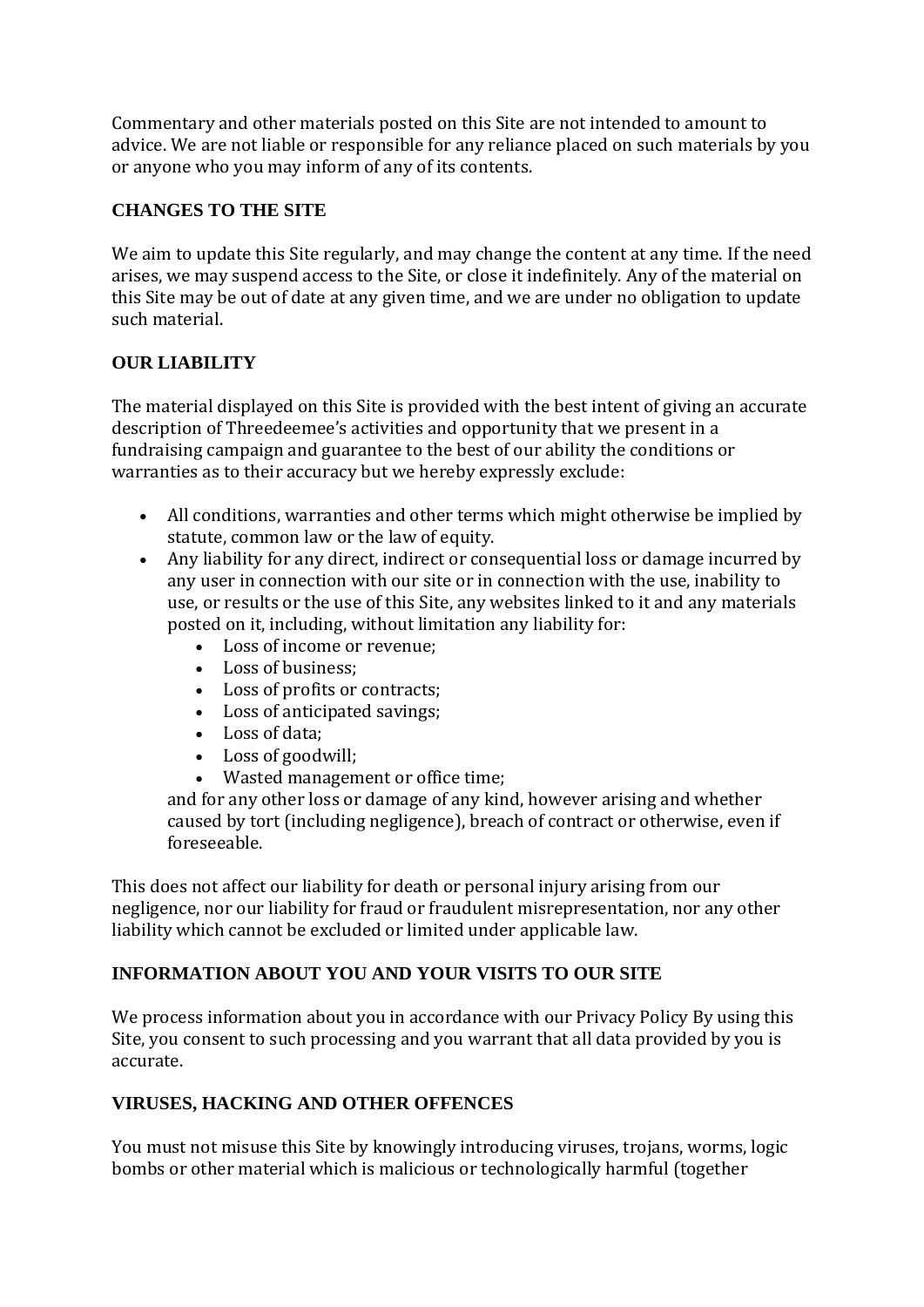Commentary and other materials posted on this Site are not intended to amount to advice. We are not liable or responsible for any reliance placed on such materials by you or anyone who you may inform of any of its contents.

## CHANGES TO THE SITE

We aim to update this Site regularly, and may change the content at any time. If the need arises, we may suspend access to the Site, or close it indefinitely. Any of the material on this Site may be out of date at any given time, and we are under no obligation to update such material.

## OUR LIABILITY

The material displayed on this Site is provided with the best intent of giving an accurate description of Threedeemee's activities and opportunity that we present in a fundraising campaign and guarantee to the best of our ability the conditions or warranties as to their accuracy but we hereby expressly exclude:

- All conditions, warranties and other terms which might otherwise be implied by statute, common law or the law of equity.
- Any liability for any direct, indirect or consequential loss or damage incurred by any user in connection with our site or in connection with the use, inability to use, or results or the use of this Site, any websites linked to it and any materials posted on it, including, without limitation any liability for:
  - Loss of income or revenue;
  - Loss of business;
  - Loss of profits or contracts;
  - Loss of anticipated savings;
  - Loss of data;
  - Loss of goodwill;
  - Wasted management or office time;

  and for any other loss or damage of any kind, however arising and whether caused by tort (including negligence), breach of contract or otherwise, even if foreseeable.

This does not affect our liability for death or personal injury arising from our negligence, nor our liability for fraud or fraudulent misrepresentation, nor any other liability which cannot be excluded or limited under applicable law.

## INFORMATION ABOUT YOU AND YOUR VISITS TO OUR SITE

We process information about you in accordance with our Privacy Policy By using this Site, you consent to such processing and you warrant that all data provided by you is accurate.

## VIRUSES, HACKING AND OTHER OFFENCES

You must not misuse this Site by knowingly introducing viruses, trojans, worms, logic bombs or other material which is malicious or technologically harmful (together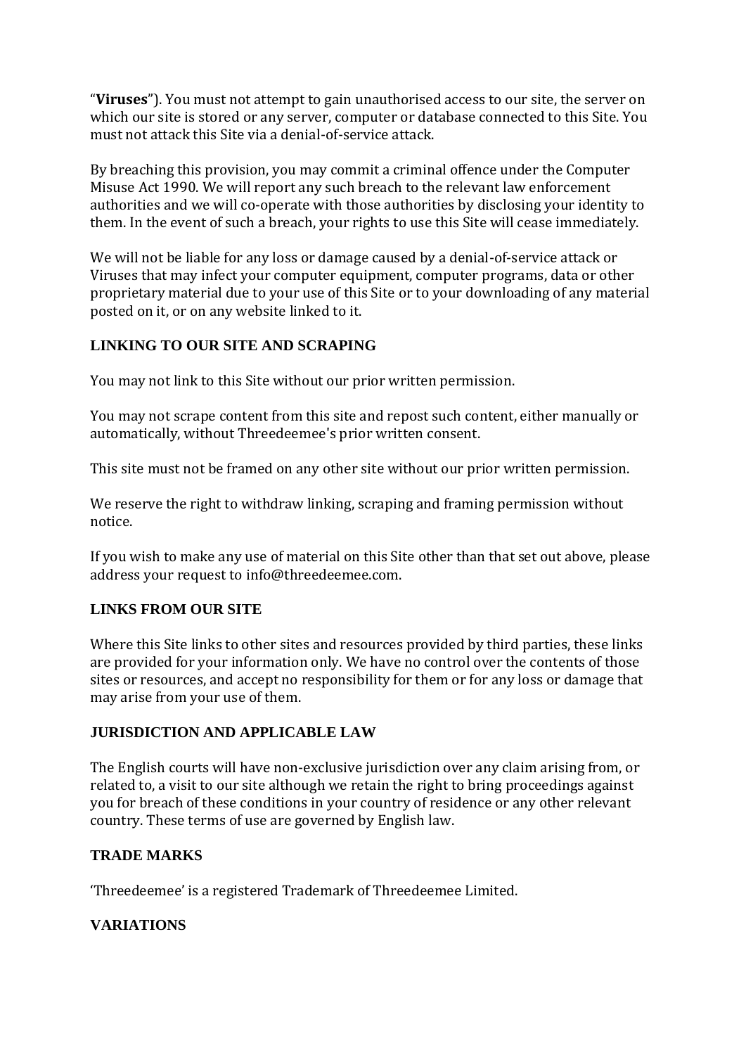"**Viruses**"). You must not attempt to gain unauthorised access to our site, the server on which our site is stored or any server, computer or database connected to this Site. You must not attack this Site via a denial-of-service attack.

By breaching this provision, you may commit a criminal offence under the Computer Misuse Act 1990. We will report any such breach to the relevant law enforcement authorities and we will co-operate with those authorities by disclosing your identity to them. In the event of such a breach, your rights to use this Site will cease immediately.

We will not be liable for any loss or damage caused by a denial-of-service attack or Viruses that may infect your computer equipment, computer programs, data or other proprietary material due to your use of this Site or to your downloading of any material posted on it, or on any website linked to it.

## LINKING TO OUR SITE AND SCRAPING

You may not link to this Site without our prior written permission.

You may not scrape content from this site and repost such content, either manually or automatically, without Threedeemee's prior written consent.

This site must not be framed on any other site without our prior written permission.

We reserve the right to withdraw linking, scraping and framing permission without notice.

If you wish to make any use of material on this Site other than that set out above, please address your request to info@threedeemee.com.

## LINKS FROM OUR SITE

Where this Site links to other sites and resources provided by third parties, these links are provided for your information only. We have no control over the contents of those sites or resources, and accept no responsibility for them or for any loss or damage that may arise from your use of them.

## JURISDICTION AND APPLICABLE LAW

The English courts will have non-exclusive jurisdiction over any claim arising from, or related to, a visit to our site although we retain the right to bring proceedings against you for breach of these conditions in your country of residence or any other relevant country. These terms of use are governed by English law.

## TRADE MARKS

'Threedeemee' is a registered Trademark of Threedeemee Limited.

## VARIATIONS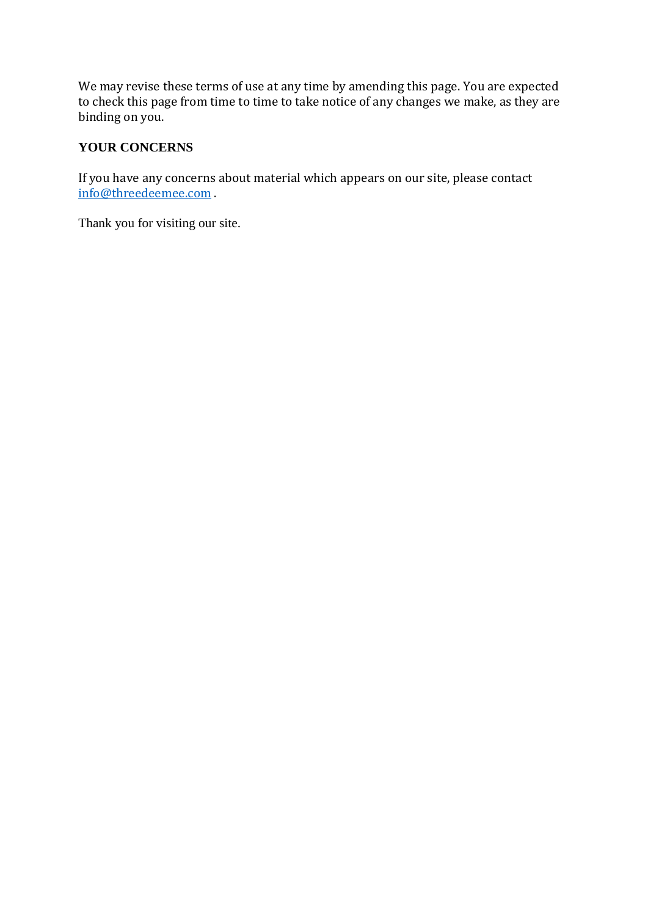We may revise these terms of use at any time by amending this page. You are expected to check this page from time to time to take notice of any changes we make, as they are binding on you.

**YOUR CONCERNS**

If you have any concerns about material which appears on our site, please contact info@threedeemee.com .

Thank you for visiting our site.